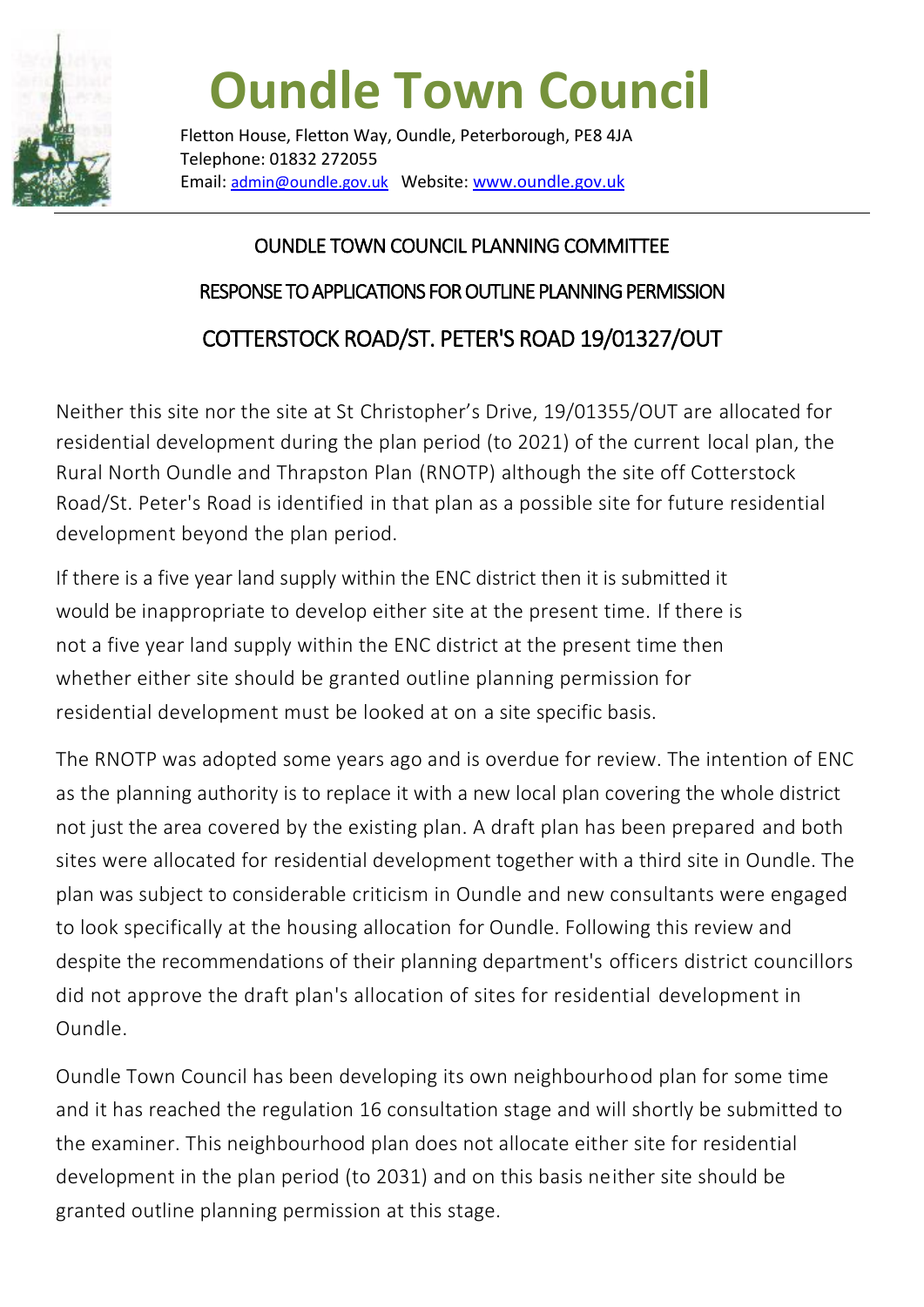# Oundle Town Council

Fletton House, Fletton Way, Oundle, Peterborough, PE8 4JA
Telephone: 01832 272055
Email: admin@oundle.gov.uk Website: www.oundle.gov.uk

## OUNDLE TOWN COUNCIL PLANNING COMMITTEE

## RESPONSE TO APPLICATIONS FOR OUTLINE PLANNING PERMISSION

## COTTERSTOCK ROAD/ST. PETER'S ROAD 19/01327/OUT

Neither this site nor the site at St Christopher's Drive, 19/01355/OUT are allocated for residential development during the plan period (to 2021) of the current local plan, the Rural North Oundle and Thrapston Plan (RNOTP) although the site off Cotterstock Road/St. Peter's Road is identified in that plan as a possible site for future residential development beyond the plan period.

If there is a five year land supply within the ENC district then it is submitted it would be inappropriate to develop either site at the present time. If there is not a five year land supply within the ENC district at the present time then whether either site should be granted outline planning permission for residential development must be looked at on a site specific basis.

The RNOTP was adopted some years ago and is overdue for review. The intention of ENC as the planning authority is to replace it with a new local plan covering the whole district not just the area covered by the existing plan. A draft plan has been prepared and both sites were allocated for residential development together with a third site in Oundle. The plan was subject to considerable criticism in Oundle and new consultants were engaged to look specifically at the housing allocation for Oundle. Following this review and despite the recommendations of their planning department's officers district councillors did not approve the draft plan's allocation of sites for residential development in Oundle.

Oundle Town Council has been developing its own neighbourhood plan for some time and it has reached the regulation 16 consultation stage and will shortly be submitted to the examiner. This neighbourhood plan does not allocate either site for residential development in the plan period (to 2031) and on this basis neither site should be granted outline planning permission at this stage.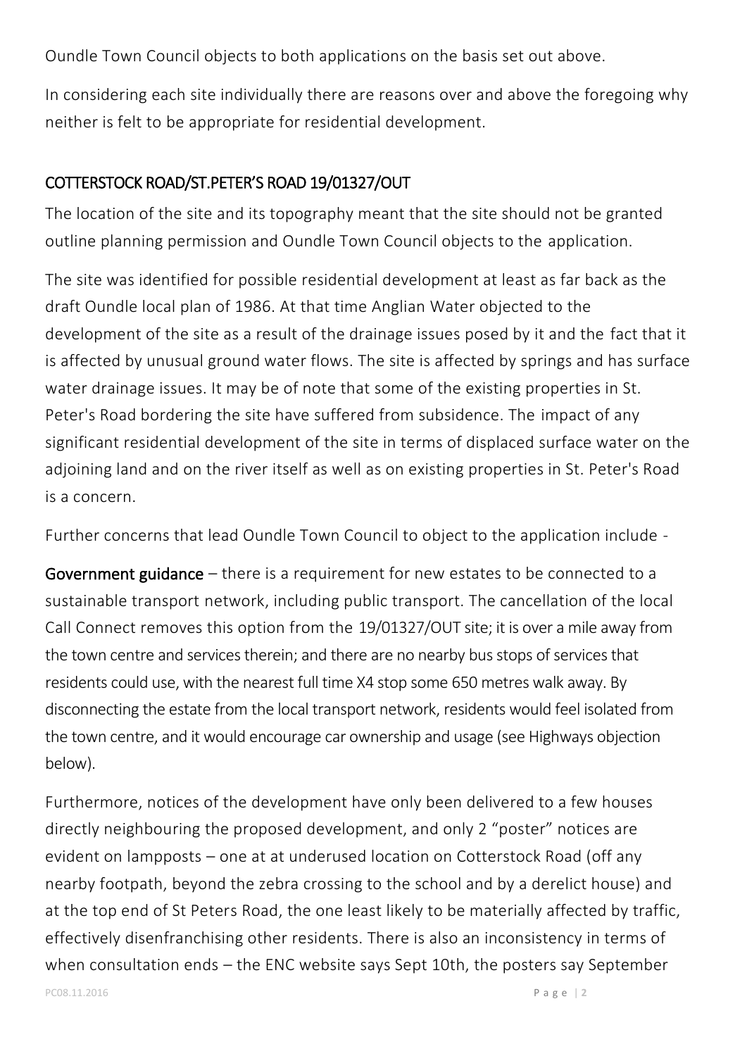Oundle Town Council objects to both applications on the basis set out above.

In considering each site individually there are reasons over and above the foregoing why neither is felt to be appropriate for residential development.

## COTTERSTOCK ROAD/ST.PETER'S ROAD 19/01327/OUT

The location of the site and its topography meant that the site should not be granted outline planning permission and Oundle Town Council objects to the application.

The site was identified for possible residential development at least as far back as the draft Oundle local plan of 1986. At that time Anglian Water objected to the development of the site as a result of the drainage issues posed by it and the fact that it is affected by unusual ground water flows. The site is affected by springs and has surface water drainage issues. It may be of note that some of the existing properties in St. Peter's Road bordering the site have suffered from subsidence. The impact of any significant residential development of the site in terms of displaced surface water on the adjoining land and on the river itself as well as on existing properties in St. Peter's Road is a concern.

Further concerns that lead Oundle Town Council to object to the application include -

**Government guidance** – there is a requirement for new estates to be connected to a sustainable transport network, including public transport. The cancellation of the local Call Connect removes this option from the 19/01327/OUT site; it is over a mile away from the town centre and services therein; and there are no nearby bus stops of services that residents could use, with the nearest full time X4 stop some 650 metres walk away. By disconnecting the estate from the local transport network, residents would feel isolated from the town centre, and it would encourage car ownership and usage (see Highways objection below).

Furthermore, notices of the development have only been delivered to a few houses directly neighbouring the proposed development, and only 2 "poster" notices are evident on lampposts – one at at underused location on Cotterstock Road (off any nearby footpath, beyond the zebra crossing to the school and by a derelict house) and at the top end of St Peters Road, the one least likely to be materially affected by traffic, effectively disenfranchising other residents. There is also an inconsistency in terms of when consultation ends – the ENC website says Sept 10th, the posters say September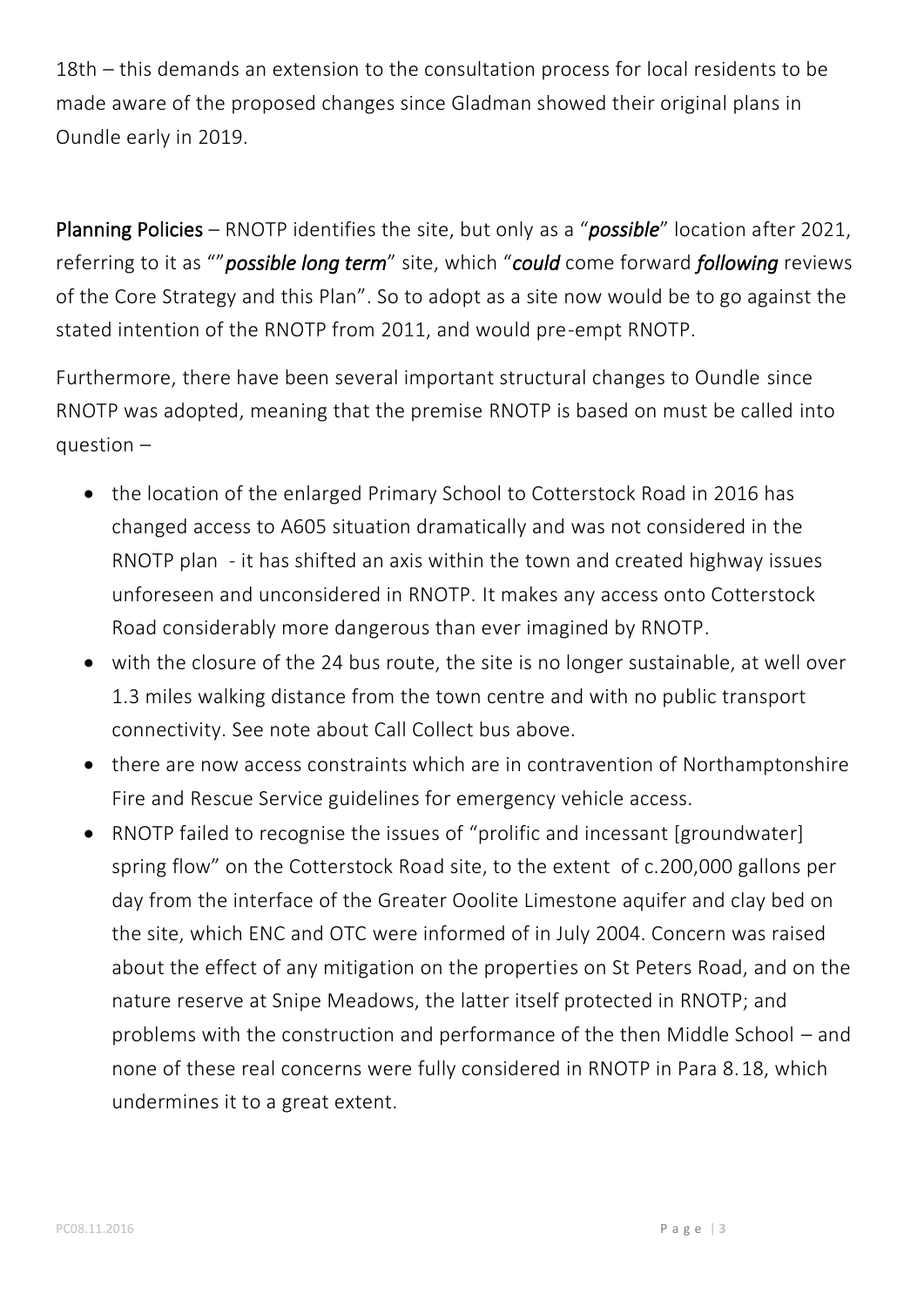18th – this demands an extension to the consultation process for local residents to be made aware of the proposed changes since Gladman showed their original plans in Oundle early in 2019.

Planning Policies – RNOTP identifies the site, but only as a "***possible***" location after 2021, referring to it as """***possible long term***" site, which "***could*** come forward ***following*** reviews of the Core Strategy and this Plan". So to adopt as a site now would be to go against the stated intention of the RNOTP from 2011, and would pre-empt RNOTP.

Furthermore, there have been several important structural changes to Oundle since RNOTP was adopted, meaning that the premise RNOTP is based on must be called into question –

- the location of the enlarged Primary School to Cotterstock Road in 2016 has changed access to A605 situation dramatically and was not considered in the RNOTP plan - it has shifted an axis within the town and created highway issues unforeseen and unconsidered in RNOTP. It makes any access onto Cotterstock Road considerably more dangerous than ever imagined by RNOTP.
- with the closure of the 24 bus route, the site is no longer sustainable, at well over 1.3 miles walking distance from the town centre and with no public transport connectivity. See note about Call Collect bus above.
- there are now access constraints which are in contravention of Northamptonshire Fire and Rescue Service guidelines for emergency vehicle access.
- RNOTP failed to recognise the issues of "prolific and incessant [groundwater] spring flow" on the Cotterstock Road site, to the extent of c.200,000 gallons per day from the interface of the Greater Ooolite Limestone aquifer and clay bed on the site, which ENC and OTC were informed of in July 2004. Concern was raised about the effect of any mitigation on the properties on St Peters Road, and on the nature reserve at Snipe Meadows, the latter itself protected in RNOTP; and problems with the construction and performance of the then Middle School – and none of these real concerns were fully considered in RNOTP in Para 8.18, which undermines it to a great extent.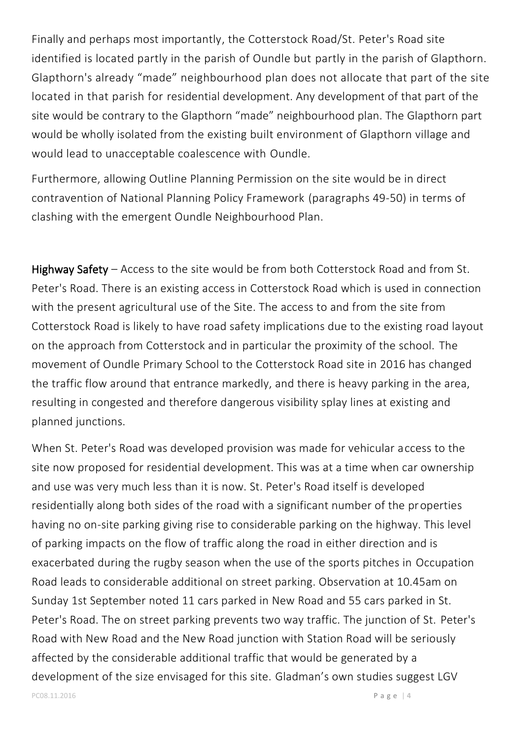Finally and perhaps most importantly, the Cotterstock Road/St. Peter's Road site identified is located partly in the parish of Oundle but partly in the parish of Glapthorn. Glapthorn's already "made" neighbourhood plan does not allocate that part of the site located in that parish for residential development. Any development of that part of the site would be contrary to the Glapthorn "made" neighbourhood plan. The Glapthorn part would be wholly isolated from the existing built environment of Glapthorn village and would lead to unacceptable coalescence with Oundle.

Furthermore, allowing Outline Planning Permission on the site would be in direct contravention of National Planning Policy Framework (paragraphs 49-50) in terms of clashing with the emergent Oundle Neighbourhood Plan.

**Highway Safety** – Access to the site would be from both Cotterstock Road and from St. Peter's Road. There is an existing access in Cotterstock Road which is used in connection with the present agricultural use of the Site. The access to and from the site from Cotterstock Road is likely to have road safety implications due to the existing road layout on the approach from Cotterstock and in particular the proximity of the school. The movement of Oundle Primary School to the Cotterstock Road site in 2016 has changed the traffic flow around that entrance markedly, and there is heavy parking in the area, resulting in congested and therefore dangerous visibility splay lines at existing and planned junctions.

When St. Peter's Road was developed provision was made for vehicular access to the site now proposed for residential development. This was at a time when car ownership and use was very much less than it is now. St. Peter's Road itself is developed residentially along both sides of the road with a significant number of the properties having no on-site parking giving rise to considerable parking on the highway. This level of parking impacts on the flow of traffic along the road in either direction and is exacerbated during the rugby season when the use of the sports pitches in Occupation Road leads to considerable additional on street parking. Observation at 10.45am on Sunday 1st September noted 11 cars parked in New Road and 55 cars parked in St. Peter's Road. The on street parking prevents two way traffic. The junction of St. Peter's Road with New Road and the New Road junction with Station Road will be seriously affected by the considerable additional traffic that would be generated by a development of the size envisaged for this site. Gladman's own studies suggest LGV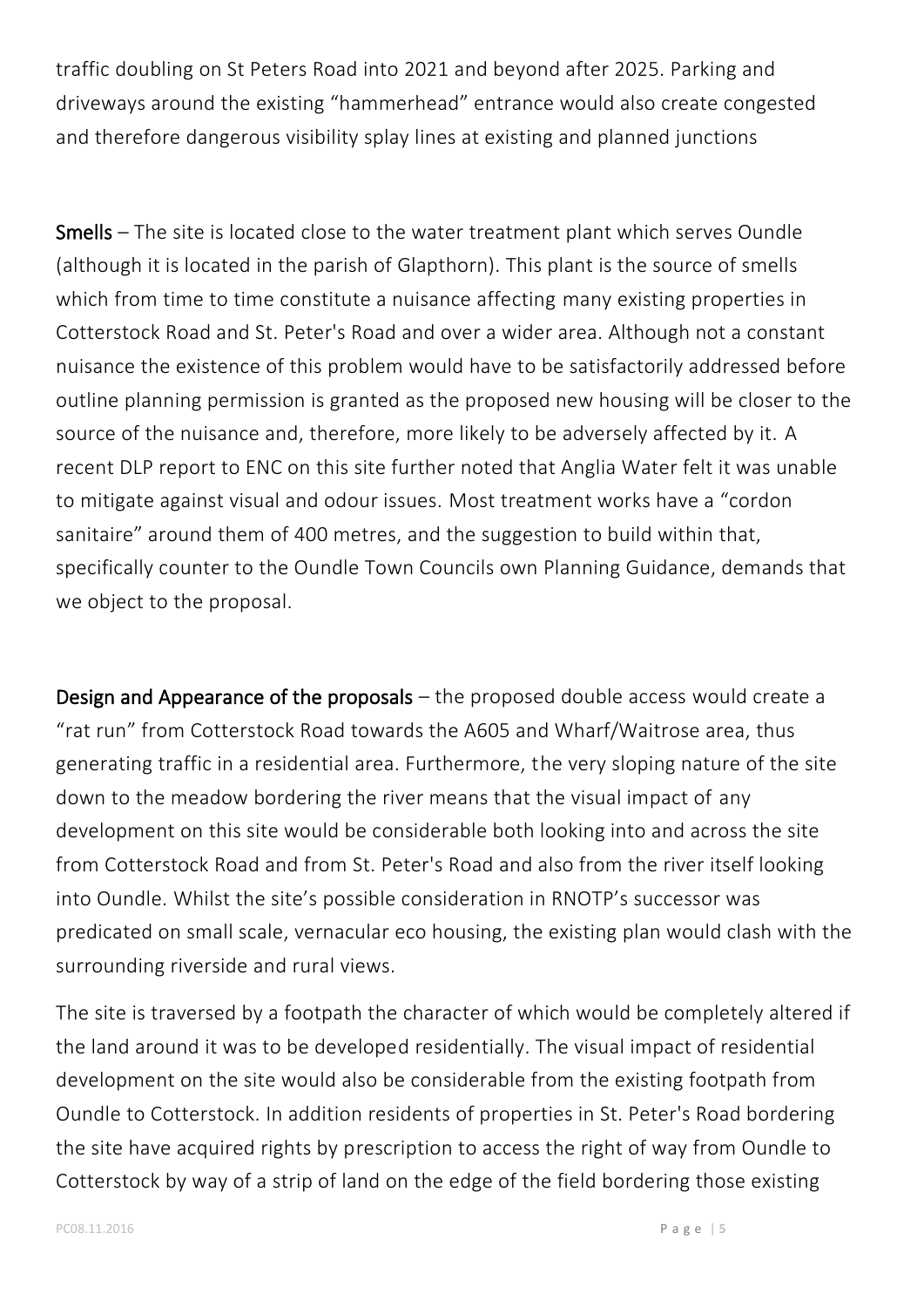traffic doubling on St Peters Road into 2021 and beyond after 2025. Parking and driveways around the existing "hammerhead" entrance would also create congested and therefore dangerous visibility splay lines at existing and planned junctions

**Smells** – The site is located close to the water treatment plant which serves Oundle (although it is located in the parish of Glapthorn). This plant is the source of smells which from time to time constitute a nuisance affecting many existing properties in Cotterstock Road and St. Peter's Road and over a wider area. Although not a constant nuisance the existence of this problem would have to be satisfactorily addressed before outline planning permission is granted as the proposed new housing will be closer to the source of the nuisance and, therefore, more likely to be adversely affected by it. A recent DLP report to ENC on this site further noted that Anglia Water felt it was unable to mitigate against visual and odour issues. Most treatment works have a "cordon sanitaire" around them of 400 metres, and the suggestion to build within that, specifically counter to the Oundle Town Councils own Planning Guidance, demands that we object to the proposal.

**Design and Appearance of the proposals** – the proposed double access would create a "rat run" from Cotterstock Road towards the A605 and Wharf/Waitrose area, thus generating traffic in a residential area. Furthermore, the very sloping nature of the site down to the meadow bordering the river means that the visual impact of any development on this site would be considerable both looking into and across the site from Cotterstock Road and from St. Peter's Road and also from the river itself looking into Oundle. Whilst the site's possible consideration in RNOTP's successor was predicated on small scale, vernacular eco housing, the existing plan would clash with the surrounding riverside and rural views.

The site is traversed by a footpath the character of which would be completely altered if the land around it was to be developed residentially. The visual impact of residential development on the site would also be considerable from the existing footpath from Oundle to Cotterstock. In addition residents of properties in St. Peter's Road bordering the site have acquired rights by prescription to access the right of way from Oundle to Cotterstock by way of a strip of land on the edge of the field bordering those existing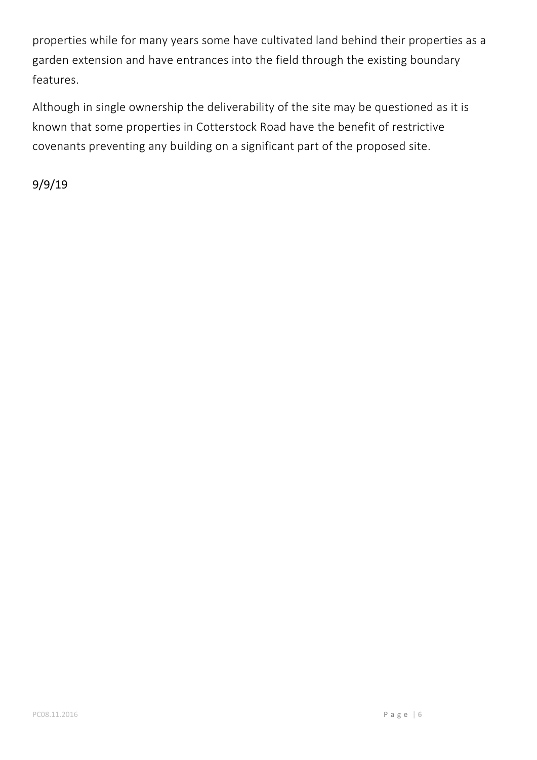properties while for many years some have cultivated land behind their properties as a garden extension and have entrances into the field through the existing boundary features.

Although in single ownership the deliverability of the site may be questioned as it is known that some properties in Cotterstock Road have the benefit of restrictive covenants preventing any building on a significant part of the proposed site.

9/9/19